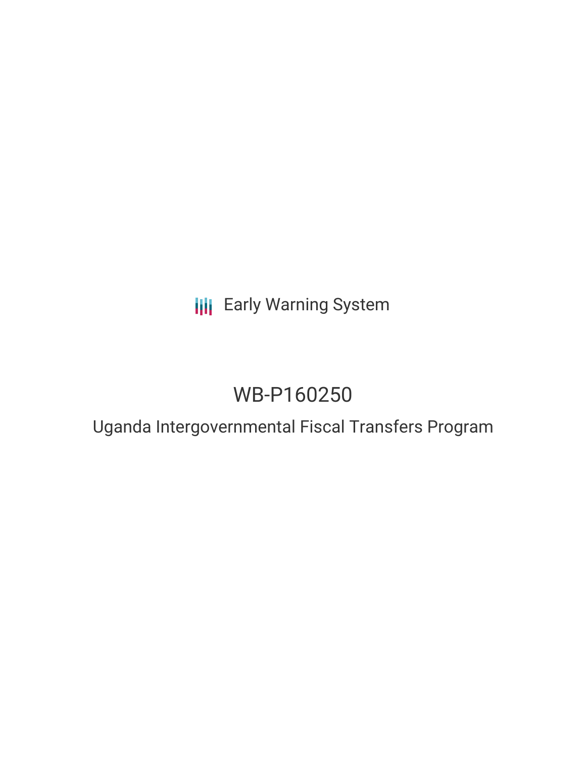Early Warning System

# WB-P160250

## Uganda Intergovernmental Fiscal Transfers Program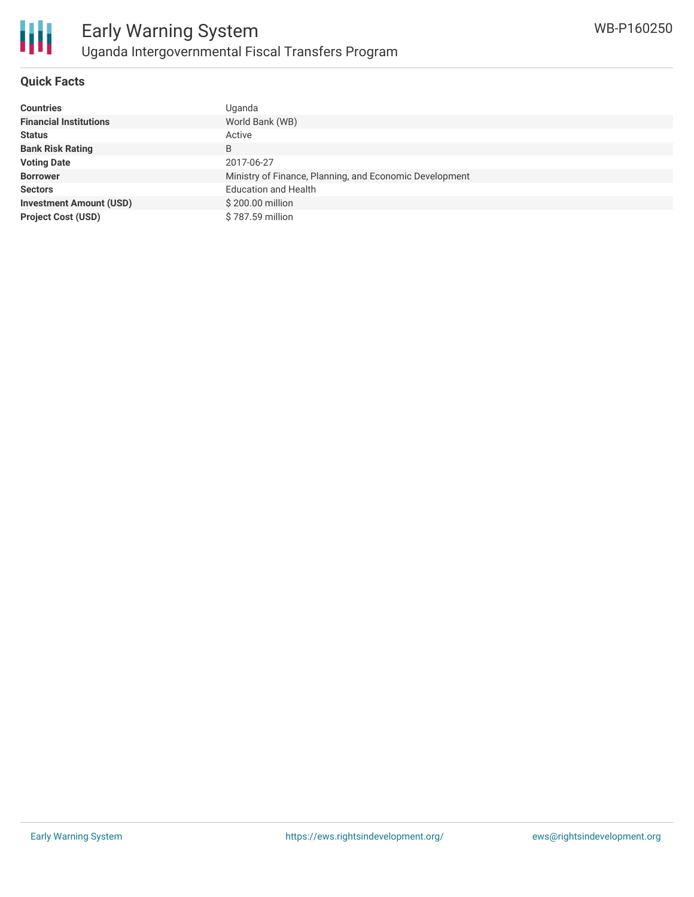# Early Warning System

## Uganda Intergovernmental Fiscal Transfers Program

WB-P160250

### Quick Facts

| | |
|---|---|
| **Countries** | Uganda |
| **Financial Institutions** | World Bank (WB) |
| **Status** | Active |
| **Bank Risk Rating** | B |
| **Voting Date** | 2017-06-27 |
| **Borrower** | Ministry of Finance, Planning, and Economic Development |
| **Sectors** | Education and Health |
| **Investment Amount (USD)** | $ 200.00 million |
| **Project Cost (USD)** | $ 787.59 million |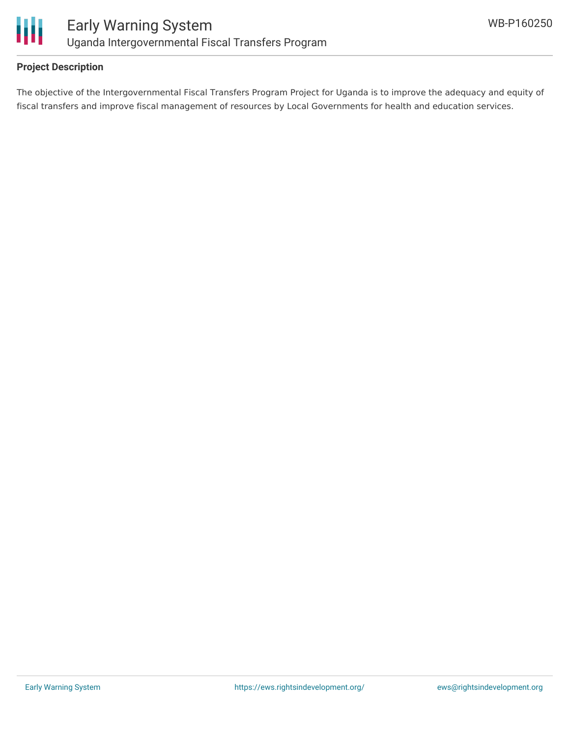**Project Description**

The objective of the Intergovernmental Fiscal Transfers Program Project for Uganda is to improve the adequacy and equity of fiscal transfers and improve fiscal management of resources by Local Governments for health and education services.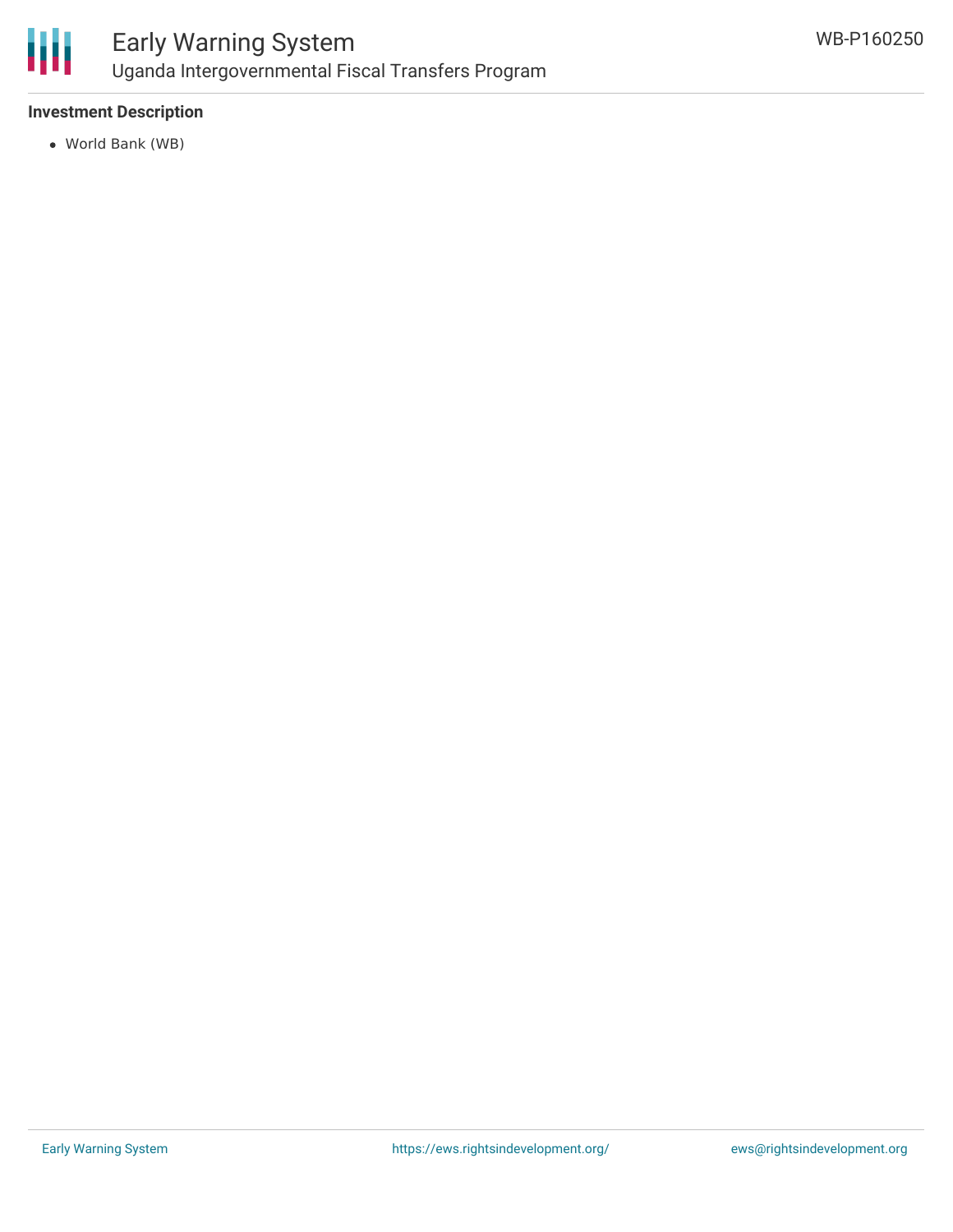### Investment Description

- World Bank (WB)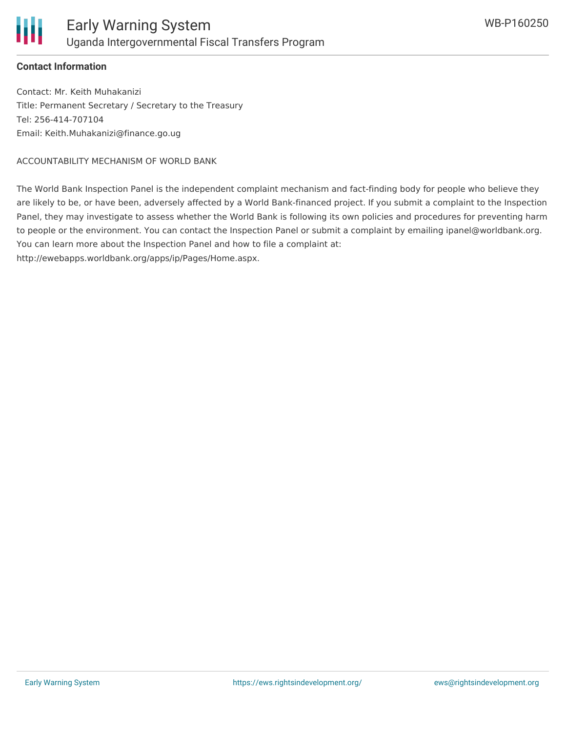**Contact Information**

Contact: Mr. Keith Muhakanizi
Title: Permanent Secretary / Secretary to the Treasury
Tel: 256-414-707104
Email: Keith.Muhakanizi@finance.go.ug

ACCOUNTABILITY MECHANISM OF WORLD BANK

The World Bank Inspection Panel is the independent complaint mechanism and fact-finding body for people who believe they are likely to be, or have been, adversely affected by a World Bank-financed project. If you submit a complaint to the Inspection Panel, they may investigate to assess whether the World Bank is following its own policies and procedures for preventing harm to people or the environment. You can contact the Inspection Panel or submit a complaint by emailing ipanel@worldbank.org. You can learn more about the Inspection Panel and how to file a complaint at: http://ewebapps.worldbank.org/apps/ip/Pages/Home.aspx.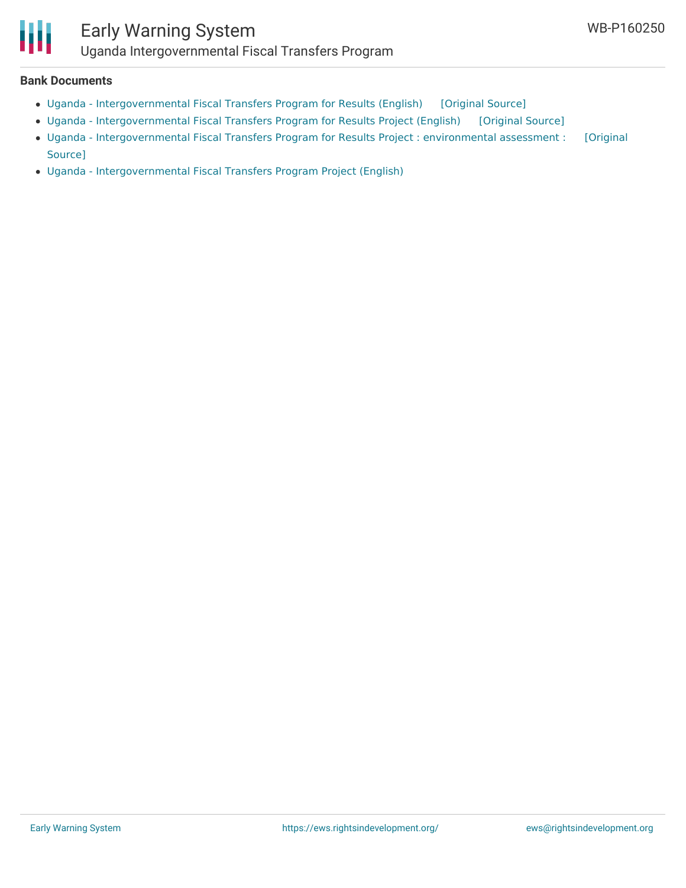## Bank Documents

- Uganda - Intergovernmental Fiscal Transfers Program for Results (English) [Original Source]
- Uganda - Intergovernmental Fiscal Transfers Program for Results Project (English) [Original Source]
- Uganda - Intergovernmental Fiscal Transfers Program for Results Project : environmental assessment : [Original Source]
- Uganda - Intergovernmental Fiscal Transfers Program Project (English)